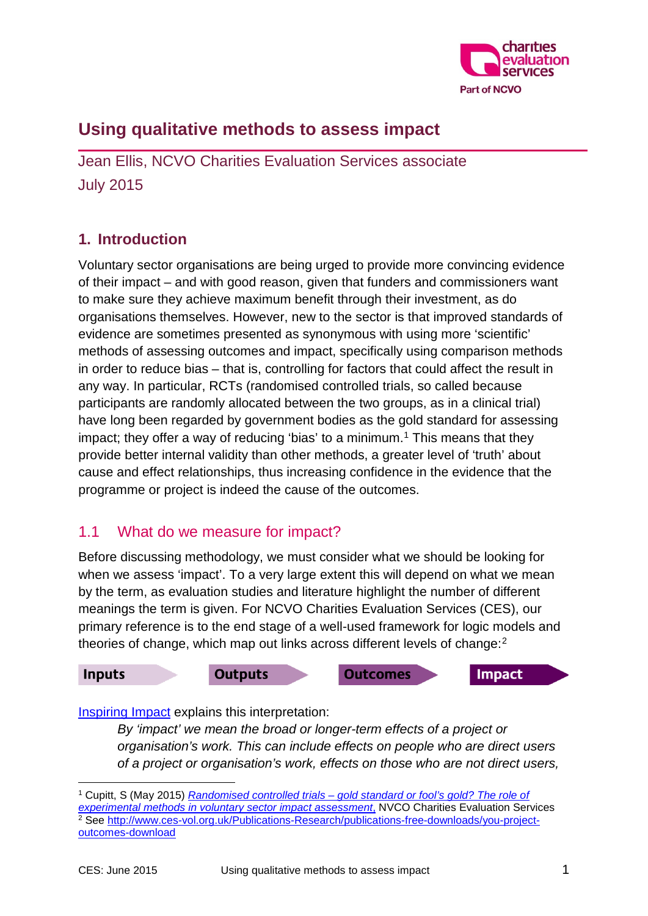# Using qualitative methods to assess impact

Jean Ellis, NCVO Charities Evaluation Services associate

July 2015

## 1. Introduction

Voluntary sector organisations are being urged to provide more convincing evidence of their impact – and with good reason, given that funders and commissioners want to make sure they achieve maximum benefit through their investment, as do organisations themselves. However, new to the sector is that improved standards of evidence are sometimes presented as synonymous with using more 'scientific' methods of assessing outcomes and impact, specifically using comparison methods in order to reduce bias – that is, controlling for factors that could affect the result in any way. In particular, RCTs (randomised controlled trials, so called because participants are randomly allocated between the two groups, as in a clinical trial) have long been regarded by government bodies as the gold standard for assessing impact; they offer a way of reducing 'bias' to a minimum.[1] This means that they provide better internal validity than other methods, a greater level of 'truth' about cause and effect relationships, thus increasing confidence in the evidence that the programme or project is indeed the cause of the outcomes.

### 1.1 What do we measure for impact?

Before discussing methodology, we must consider what we should be looking for when we assess 'impact'. To a very large extent this will depend on what we mean by the term, as evaluation studies and literature highlight the number of different meanings the term is given. For NCVO Charities Evaluation Services (CES), our primary reference is to the end stage of a well-used framework for logic models and theories of change, which map out links across different levels of change:[2]

**Inputs** → **Outputs** → **Outcomes** → **Impact**

[Inspiring Impact](#) explains this interpretation:

> *By 'impact' we mean the broad or longer-term effects of a project or organisation's work. This can include effects on people who are direct users of a project or organisation's work, effects on those who are not direct users,*

---

[1] Cupitt, S (May 2015) *Randomised controlled trials – gold standard or fool's gold? The role of experimental methods in voluntary sector impact assessment*, NVCO Charities Evaluation Services

[2] See http://www.ces-vol.org.uk/Publications-Research/publications-free-downloads/you-project-outcomes-download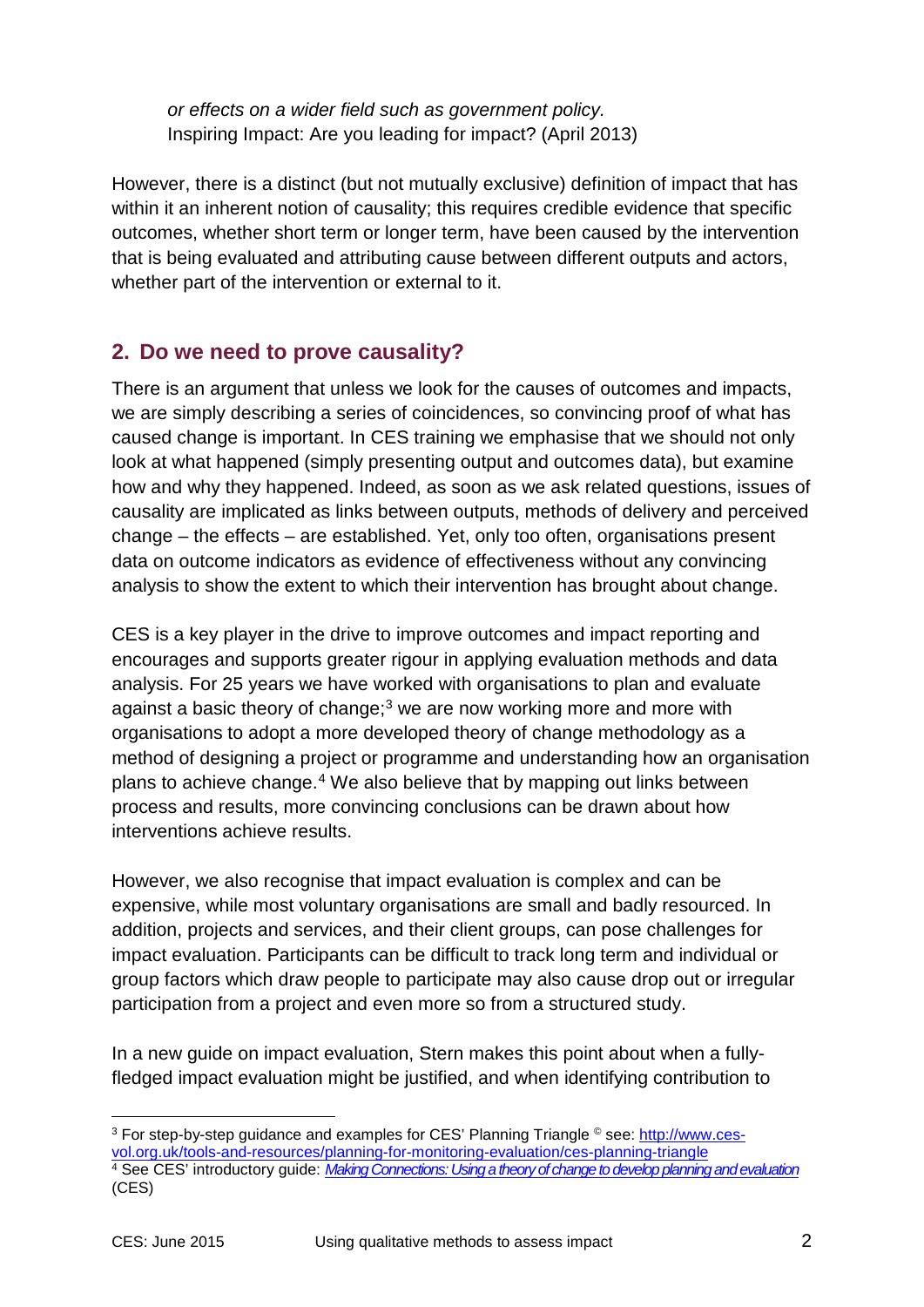*or effects on a wider field such as government policy.*
Inspiring Impact: Are you leading for impact? (April 2013)

However, there is a distinct (but not mutually exclusive) definition of impact that has within it an inherent notion of causality; this requires credible evidence that specific outcomes, whether short term or longer term, have been caused by the intervention that is being evaluated and attributing cause between different outputs and actors, whether part of the intervention or external to it.

## 2. Do we need to prove causality?

There is an argument that unless we look for the causes of outcomes and impacts, we are simply describing a series of coincidences, so convincing proof of what has caused change is important. In CES training we emphasise that we should not only look at what happened (simply presenting output and outcomes data), but examine how and why they happened. Indeed, as soon as we ask related questions, issues of causality are implicated as links between outputs, methods of delivery and perceived change – the effects – are established. Yet, only too often, organisations present data on outcome indicators as evidence of effectiveness without any convincing analysis to show the extent to which their intervention has brought about change.

CES is a key player in the drive to improve outcomes and impact reporting and encourages and supports greater rigour in applying evaluation methods and data analysis. For 25 years we have worked with organisations to plan and evaluate against a basic theory of change;[3] we are now working more and more with organisations to adopt a more developed theory of change methodology as a method of designing a project or programme and understanding how an organisation plans to achieve change.[4] We also believe that by mapping out links between process and results, more convincing conclusions can be drawn about how interventions achieve results.

However, we also recognise that impact evaluation is complex and can be expensive, while most voluntary organisations are small and badly resourced. In addition, projects and services, and their client groups, can pose challenges for impact evaluation. Participants can be difficult to track long term and individual or group factors which draw people to participate may also cause drop out or irregular participation from a project and even more so from a structured study.

In a new guide on impact evaluation, Stern makes this point about when a fully-fledged impact evaluation might be justified, and when identifying contribution to

---

[3] For step-by-step guidance and examples for CES' Planning Triangle © see: http://www.ces-vol.org.uk/tools-and-resources/planning-for-monitoring-evaluation/ces-planning-triangle

[4] See CES' introductory guide: *Making Connections: Using a theory of change to develop planning and evaluation* (CES)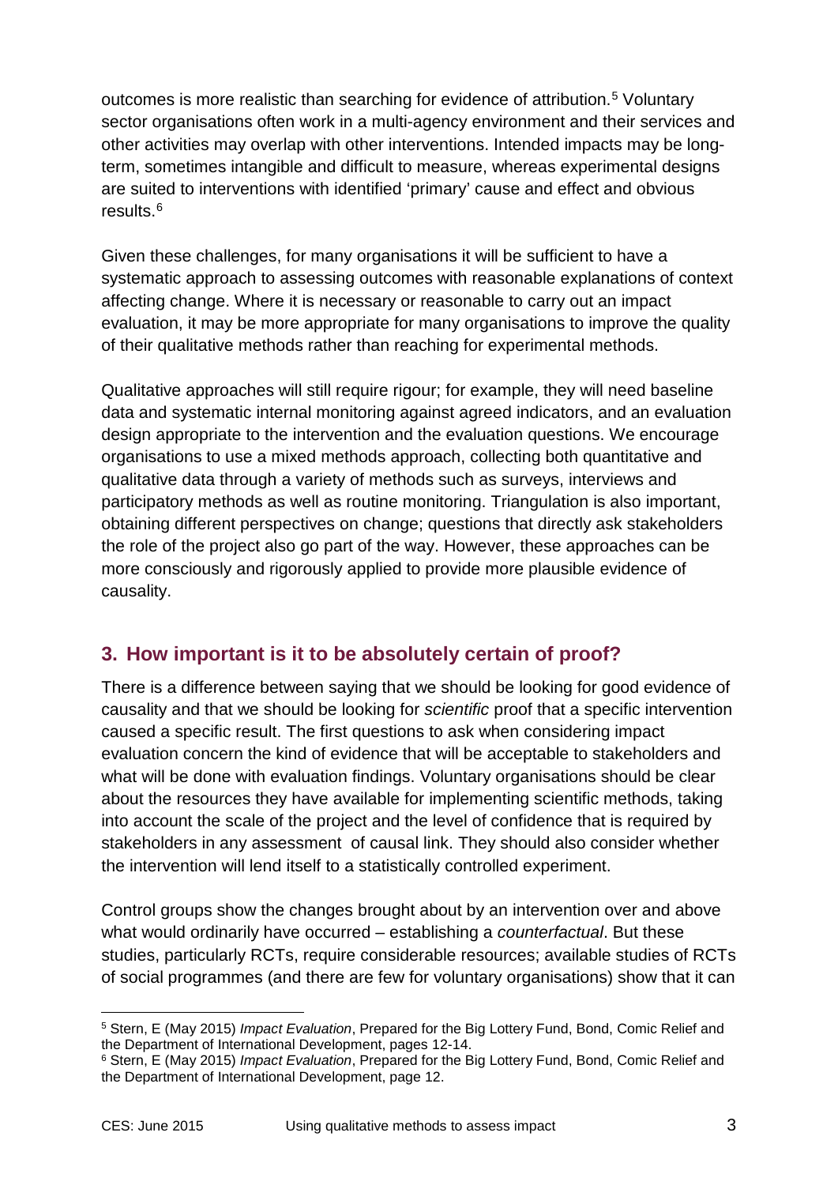outcomes is more realistic than searching for evidence of attribution.[5] Voluntary sector organisations often work in a multi-agency environment and their services and other activities may overlap with other interventions. Intended impacts may be long-term, sometimes intangible and difficult to measure, whereas experimental designs are suited to interventions with identified 'primary' cause and effect and obvious results.[6]

Given these challenges, for many organisations it will be sufficient to have a systematic approach to assessing outcomes with reasonable explanations of context affecting change. Where it is necessary or reasonable to carry out an impact evaluation, it may be more appropriate for many organisations to improve the quality of their qualitative methods rather than reaching for experimental methods.

Qualitative approaches will still require rigour; for example, they will need baseline data and systematic internal monitoring against agreed indicators, and an evaluation design appropriate to the intervention and the evaluation questions. We encourage organisations to use a mixed methods approach, collecting both quantitative and qualitative data through a variety of methods such as surveys, interviews and participatory methods as well as routine monitoring. Triangulation is also important, obtaining different perspectives on change; questions that directly ask stakeholders the role of the project also go part of the way. However, these approaches can be more consciously and rigorously applied to provide more plausible evidence of causality.

## 3. How important is it to be absolutely certain of proof?

There is a difference between saying that we should be looking for good evidence of causality and that we should be looking for *scientific* proof that a specific intervention caused a specific result. The first questions to ask when considering impact evaluation concern the kind of evidence that will be acceptable to stakeholders and what will be done with evaluation findings. Voluntary organisations should be clear about the resources they have available for implementing scientific methods, taking into account the scale of the project and the level of confidence that is required by stakeholders in any assessment of causal link. They should also consider whether the intervention will lend itself to a statistically controlled experiment.

Control groups show the changes brought about by an intervention over and above what would ordinarily have occurred – establishing a *counterfactual*. But these studies, particularly RCTs, require considerable resources; available studies of RCTs of social programmes (and there are few for voluntary organisations) show that it can

---

[5] Stern, E (May 2015) *Impact Evaluation*, Prepared for the Big Lottery Fund, Bond, Comic Relief and the Department of International Development, pages 12-14.

[6] Stern, E (May 2015) *Impact Evaluation*, Prepared for the Big Lottery Fund, Bond, Comic Relief and the Department of International Development, page 12.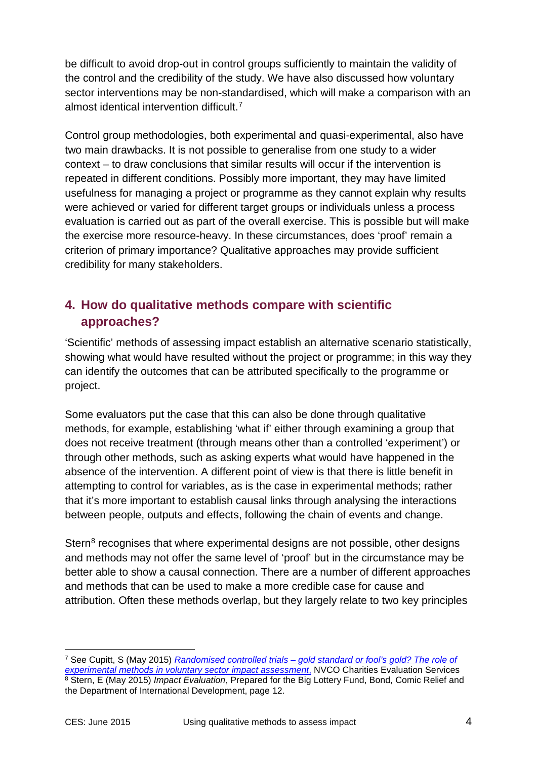be difficult to avoid drop-out in control groups sufficiently to maintain the validity of the control and the credibility of the study. We have also discussed how voluntary sector interventions may be non-standardised, which will make a comparison with an almost identical intervention difficult.[7]

Control group methodologies, both experimental and quasi-experimental, also have two main drawbacks. It is not possible to generalise from one study to a wider context – to draw conclusions that similar results will occur if the intervention is repeated in different conditions. Possibly more important, they may have limited usefulness for managing a project or programme as they cannot explain why results were achieved or varied for different target groups or individuals unless a process evaluation is carried out as part of the overall exercise. This is possible but will make the exercise more resource-heavy. In these circumstances, does 'proof' remain a criterion of primary importance? Qualitative approaches may provide sufficient credibility for many stakeholders.

## 4. How do qualitative methods compare with scientific approaches?

'Scientific' methods of assessing impact establish an alternative scenario statistically, showing what would have resulted without the project or programme; in this way they can identify the outcomes that can be attributed specifically to the programme or project.

Some evaluators put the case that this can also be done through qualitative methods, for example, establishing 'what if' either through examining a group that does not receive treatment (through means other than a controlled 'experiment') or through other methods, such as asking experts what would have happened in the absence of the intervention. A different point of view is that there is little benefit in attempting to control for variables, as is the case in experimental methods; rather that it's more important to establish causal links through analysing the interactions between people, outputs and effects, following the chain of events and change.

Stern[8] recognises that where experimental designs are not possible, other designs and methods may not offer the same level of 'proof' but in the circumstance may be better able to show a causal connection. There are a number of different approaches and methods that can be used to make a more credible case for cause and attribution. Often these methods overlap, but they largely relate to two key principles

---

[7] See Cupitt, S (May 2015) *Randomised controlled trials – gold standard or fool's gold? The role of experimental methods in voluntary sector impact assessment*, NVCO Charities Evaluation Services

[8] Stern, E (May 2015) *Impact Evaluation*, Prepared for the Big Lottery Fund, Bond, Comic Relief and the Department of International Development, page 12.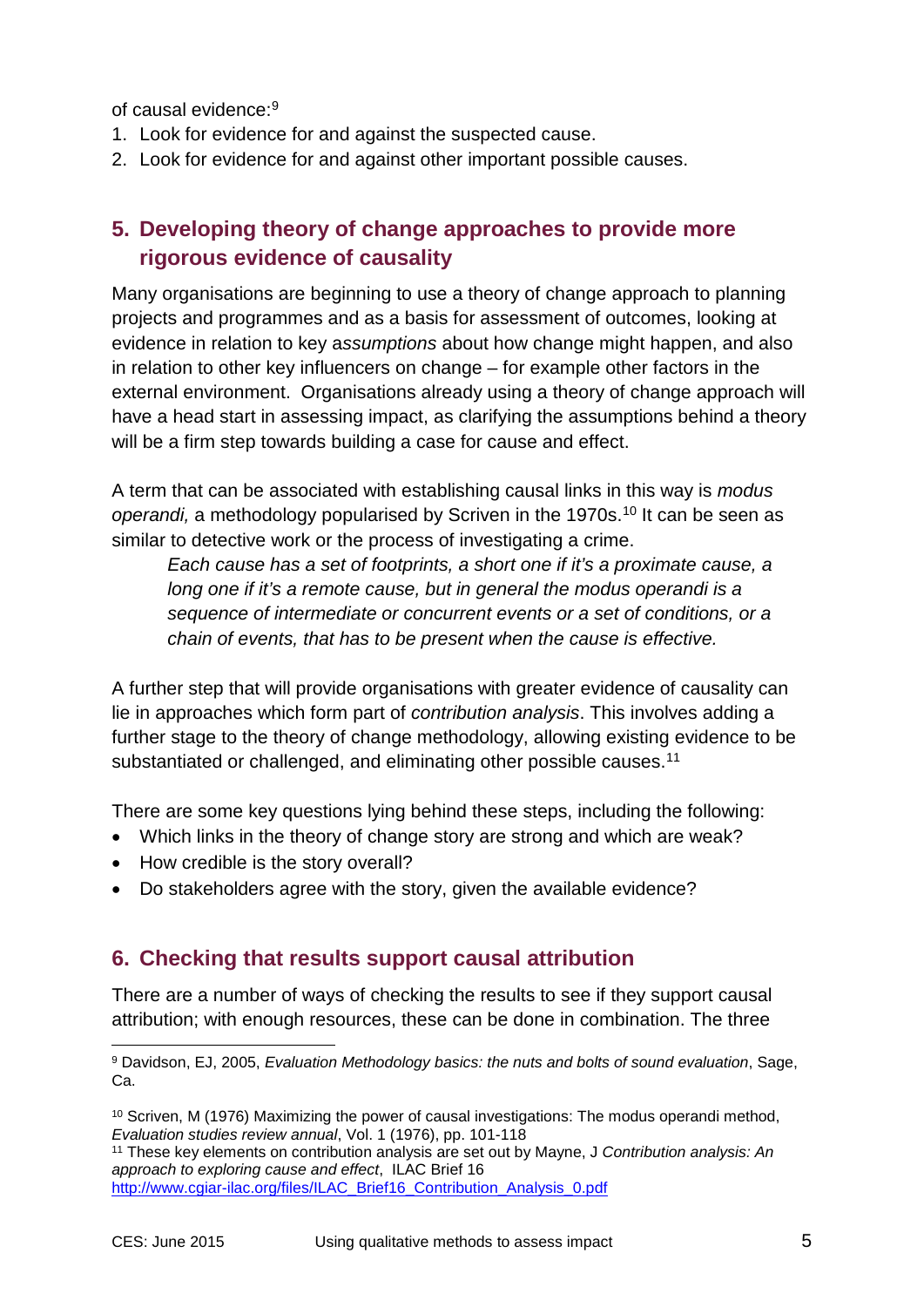of causal evidence:[9]

1. Look for evidence for and against the suspected cause.
2. Look for evidence for and against other important possible causes.

## 5. Developing theory of change approaches to provide more rigorous evidence of causality

Many organisations are beginning to use a theory of change approach to planning projects and programmes and as a basis for assessment of outcomes, looking at evidence in relation to key *assumptions* about how change might happen, and also in relation to other key influencers on change – for example other factors in the external environment. Organisations already using a theory of change approach will have a head start in assessing impact, as clarifying the assumptions behind a theory will be a firm step towards building a case for cause and effect.

A term that can be associated with establishing causal links in this way is *modus operandi,* a methodology popularised by Scriven in the 1970s.[10] It can be seen as similar to detective work or the process of investigating a crime.

> *Each cause has a set of footprints, a short one if it's a proximate cause, a long one if it's a remote cause, but in general the modus operandi is a sequence of intermediate or concurrent events or a set of conditions, or a chain of events, that has to be present when the cause is effective.*

A further step that will provide organisations with greater evidence of causality can lie in approaches which form part of *contribution analysis*. This involves adding a further stage to the theory of change methodology, allowing existing evidence to be substantiated or challenged, and eliminating other possible causes.[11]

There are some key questions lying behind these steps, including the following:

- Which links in the theory of change story are strong and which are weak?
- How credible is the story overall?
- Do stakeholders agree with the story, given the available evidence?

## 6. Checking that results support causal attribution

There are a number of ways of checking the results to see if they support causal attribution; with enough resources, these can be done in combination. The three

---

[9] Davidson, EJ, 2005, *Evaluation Methodology basics: the nuts and bolts of sound evaluation*, Sage, Ca.

[10] Scriven, M (1976) Maximizing the power of causal investigations: The modus operandi method, *Evaluation studies review annual*, Vol. 1 (1976), pp. 101-118

[11] These key elements on contribution analysis are set out by Mayne, J *Contribution analysis: An approach to exploring cause and effect*, ILAC Brief 16 http://www.cgiar-ilac.org/files/ILAC_Brief16_Contribution_Analysis_0.pdf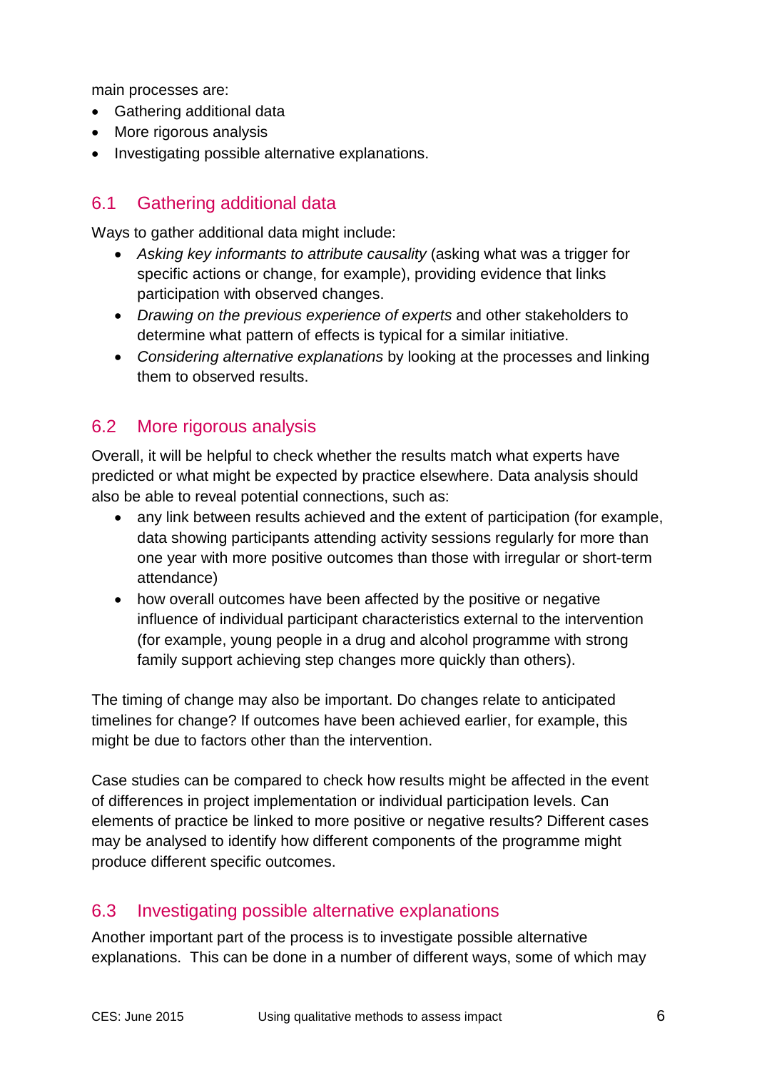main processes are:

- Gathering additional data
- More rigorous analysis
- Investigating possible alternative explanations.

## 6.1 Gathering additional data

Ways to gather additional data might include:

- *Asking key informants to attribute causality* (asking what was a trigger for specific actions or change, for example), providing evidence that links participation with observed changes.
- *Drawing on the previous experience of experts* and other stakeholders to determine what pattern of effects is typical for a similar initiative.
- *Considering alternative explanations* by looking at the processes and linking them to observed results.

## 6.2 More rigorous analysis

Overall, it will be helpful to check whether the results match what experts have predicted or what might be expected by practice elsewhere. Data analysis should also be able to reveal potential connections, such as:

- any link between results achieved and the extent of participation (for example, data showing participants attending activity sessions regularly for more than one year with more positive outcomes than those with irregular or short-term attendance)
- how overall outcomes have been affected by the positive or negative influence of individual participant characteristics external to the intervention (for example, young people in a drug and alcohol programme with strong family support achieving step changes more quickly than others).

The timing of change may also be important. Do changes relate to anticipated timelines for change? If outcomes have been achieved earlier, for example, this might be due to factors other than the intervention.

Case studies can be compared to check how results might be affected in the event of differences in project implementation or individual participation levels. Can elements of practice be linked to more positive or negative results? Different cases may be analysed to identify how different components of the programme might produce different specific outcomes.

## 6.3 Investigating possible alternative explanations

Another important part of the process is to investigate possible alternative explanations. This can be done in a number of different ways, some of which may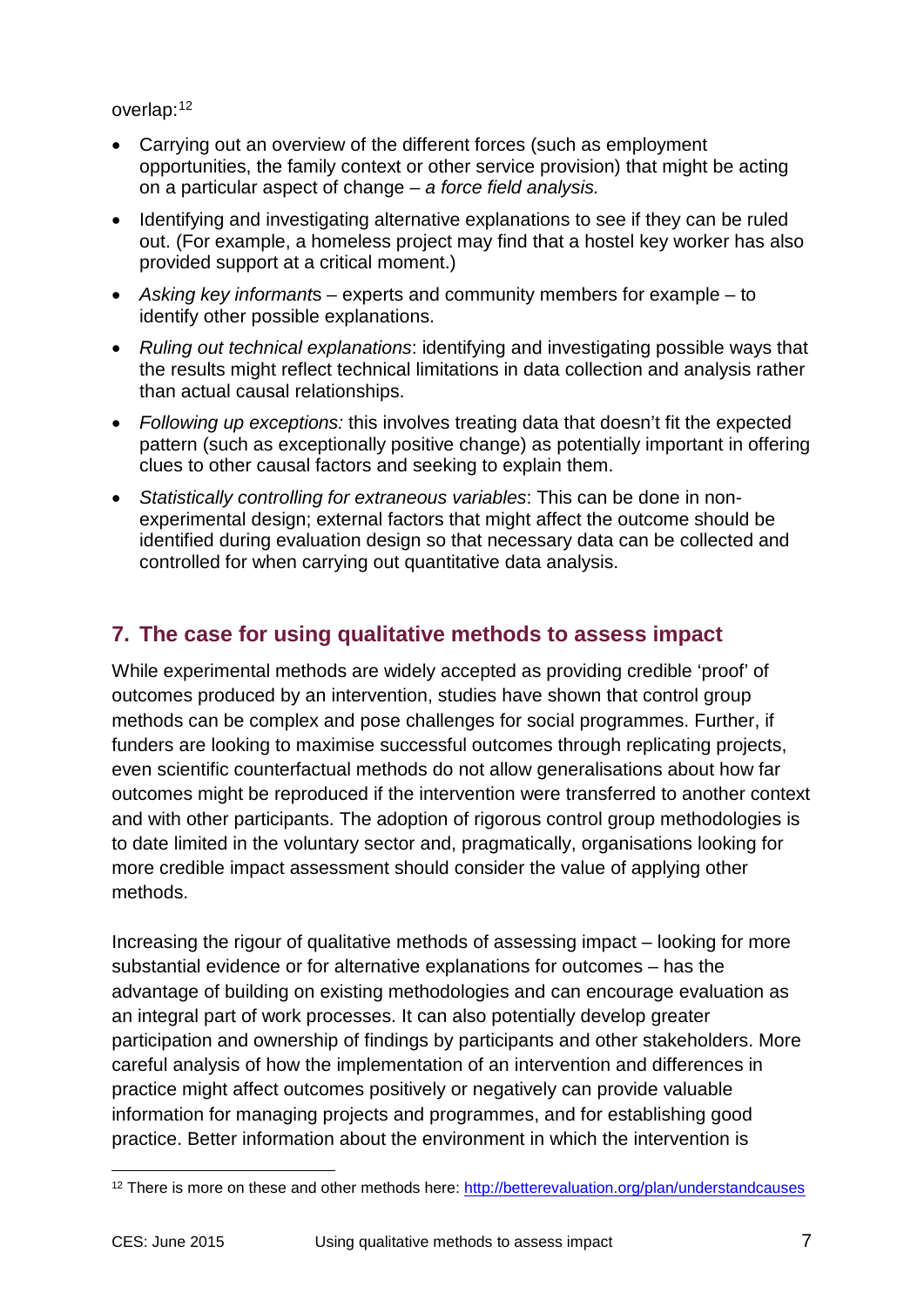overlap:[12]

- Carrying out an overview of the different forces (such as employment opportunities, the family context or other service provision) that might be acting on a particular aspect of change – *a force field analysis.*
- Identifying and investigating alternative explanations to see if they can be ruled out. (For example, a homeless project may find that a hostel key worker has also provided support at a critical moment.)
- *Asking key informants* – experts and community members for example – to identify other possible explanations.
- *Ruling out technical explanations*: identifying and investigating possible ways that the results might reflect technical limitations in data collection and analysis rather than actual causal relationships.
- *Following up exceptions:* this involves treating data that doesn't fit the expected pattern (such as exceptionally positive change) as potentially important in offering clues to other causal factors and seeking to explain them.
- *Statistically controlling for extraneous variables*: This can be done in non-experimental design; external factors that might affect the outcome should be identified during evaluation design so that necessary data can be collected and controlled for when carrying out quantitative data analysis.

## 7. The case for using qualitative methods to assess impact

While experimental methods are widely accepted as providing credible 'proof' of outcomes produced by an intervention, studies have shown that control group methods can be complex and pose challenges for social programmes. Further, if funders are looking to maximise successful outcomes through replicating projects, even scientific counterfactual methods do not allow generalisations about how far outcomes might be reproduced if the intervention were transferred to another context and with other participants. The adoption of rigorous control group methodologies is to date limited in the voluntary sector and, pragmatically, organisations looking for more credible impact assessment should consider the value of applying other methods.

Increasing the rigour of qualitative methods of assessing impact – looking for more substantial evidence or for alternative explanations for outcomes – has the advantage of building on existing methodologies and can encourage evaluation as an integral part of work processes. It can also potentially develop greater participation and ownership of findings by participants and other stakeholders. More careful analysis of how the implementation of an intervention and differences in practice might affect outcomes positively or negatively can provide valuable information for managing projects and programmes, and for establishing good practice. Better information about the environment in which the intervention is

[12] There is more on these and other methods here: http://betterevaluation.org/plan/understandcauses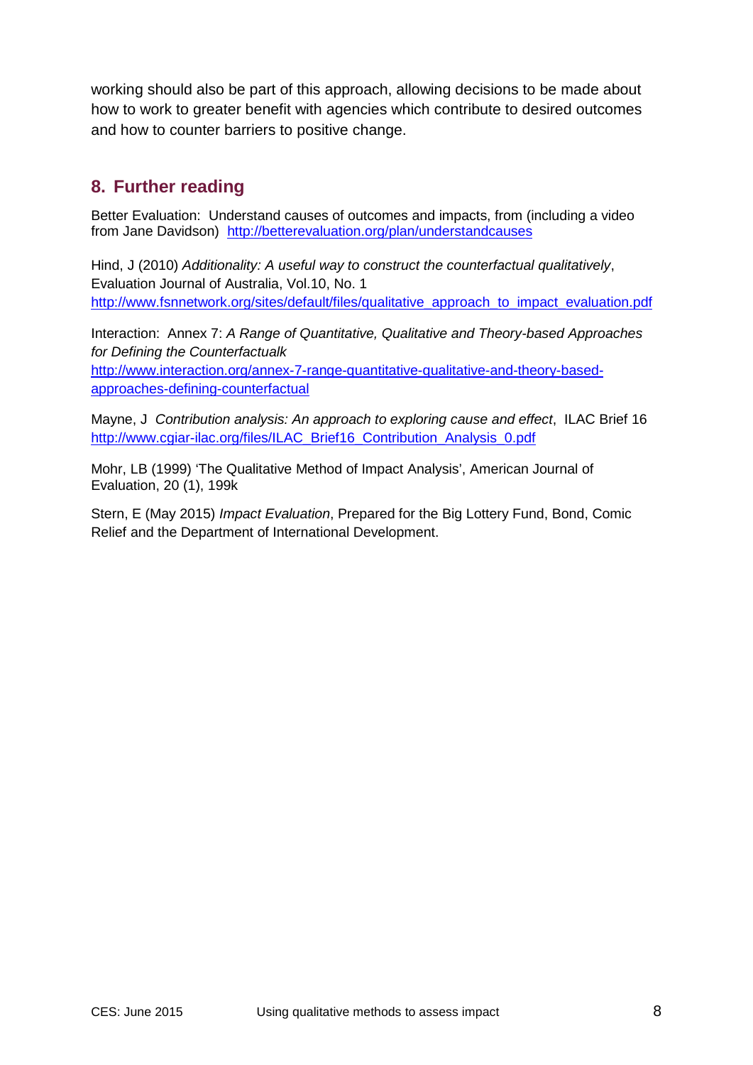working should also be part of this approach, allowing decisions to be made about how to work to greater benefit with agencies which contribute to desired outcomes and how to counter barriers to positive change.

## 8. Further reading

Better Evaluation: Understand causes of outcomes and impacts, from (including a video from Jane Davidson) http://betterevaluation.org/plan/understandcauses

Hind, J (2010) *Additionality: A useful way to construct the counterfactual qualitatively*, Evaluation Journal of Australia, Vol.10, No. 1
http://www.fsnnetwork.org/sites/default/files/qualitative_approach_to_impact_evaluation.pdf

Interaction: Annex 7: *A Range of Quantitative, Qualitative and Theory-based Approaches for Defining the Counterfactualk*
http://www.interaction.org/annex-7-range-quantitative-qualitative-and-theory-based-approaches-defining-counterfactual

Mayne, J *Contribution analysis: An approach to exploring cause and effect*, ILAC Brief 16
http://www.cgiar-ilac.org/files/ILAC_Brief16_Contribution_Analysis_0.pdf

Mohr, LB (1999) 'The Qualitative Method of Impact Analysis', American Journal of Evaluation, 20 (1), 199k

Stern, E (May 2015) *Impact Evaluation*, Prepared for the Big Lottery Fund, Bond, Comic Relief and the Department of International Development.